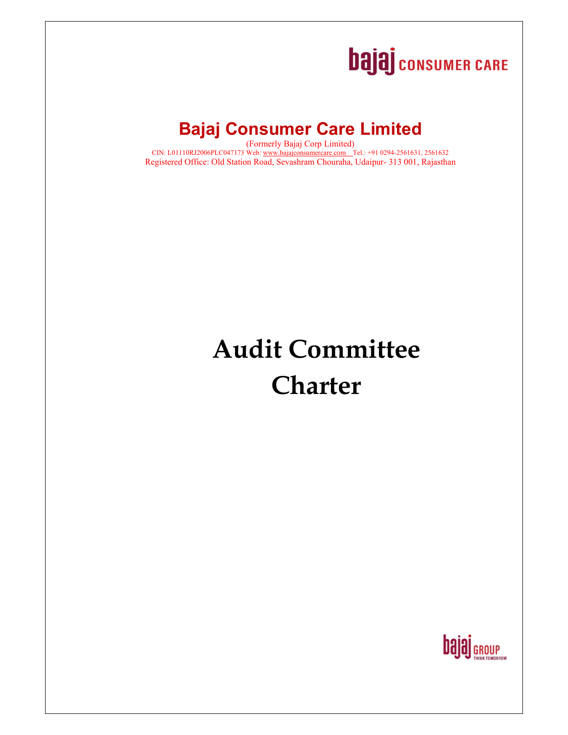bajaj CONSUMER CARE

# Bajaj Consumer Care Limited

(Formerly Bajaj Corp Limited)

CIN: L01110RJ2006PLC047173 Web: www.bajajconsumercare.com Tel.: +91 0294-2561631, 2561632

Registered Office: Old Station Road, Sevashram Chouraha, Udaipur- 313 001, Rajasthan

# Audit Committee Charter

bajaj GROUP THINK TOMORROW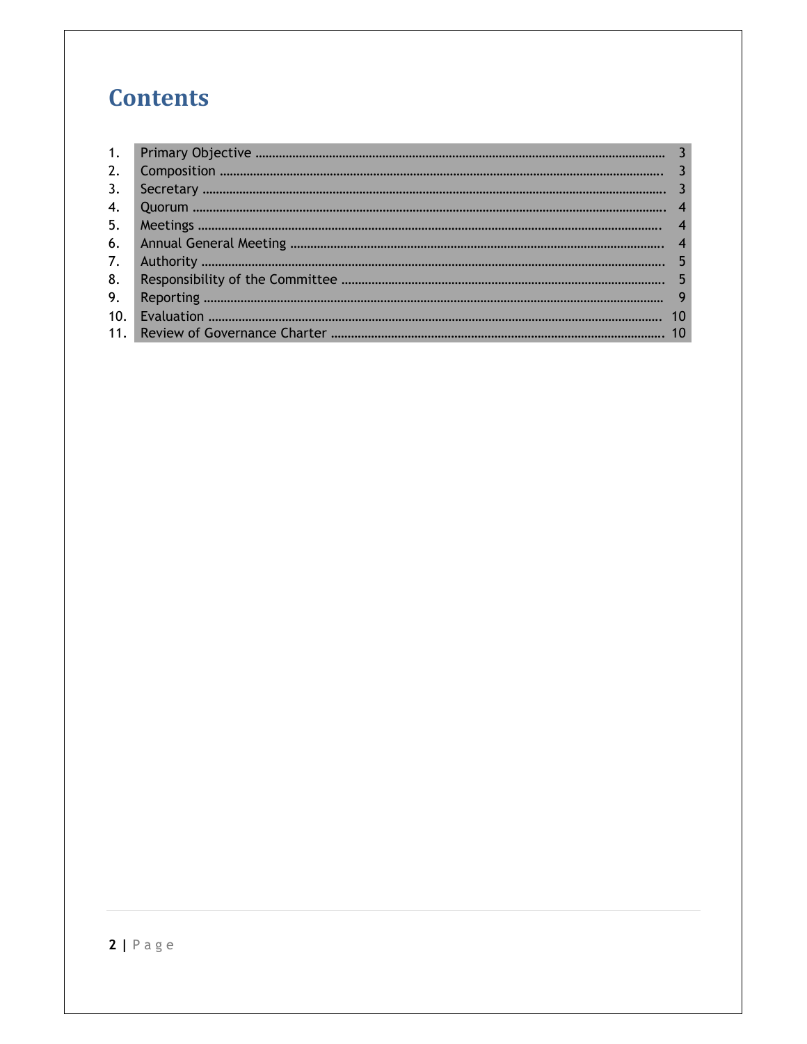# Contents

1. Primary Objective ........................................................ 3
2. Composition ........................................................ 3
3. Secretary ........................................................ 3
4. Quorum ........................................................ 4
5. Meetings ........................................................ 4
6. Annual General Meeting ........................................................ 4
7. Authority ........................................................ 5
8. Responsibility of the Committee ........................................................ 5
9. Reporting ........................................................ 9
10. Evaluation ........................................................ 10
11. Review of Governance Charter ........................................................ 10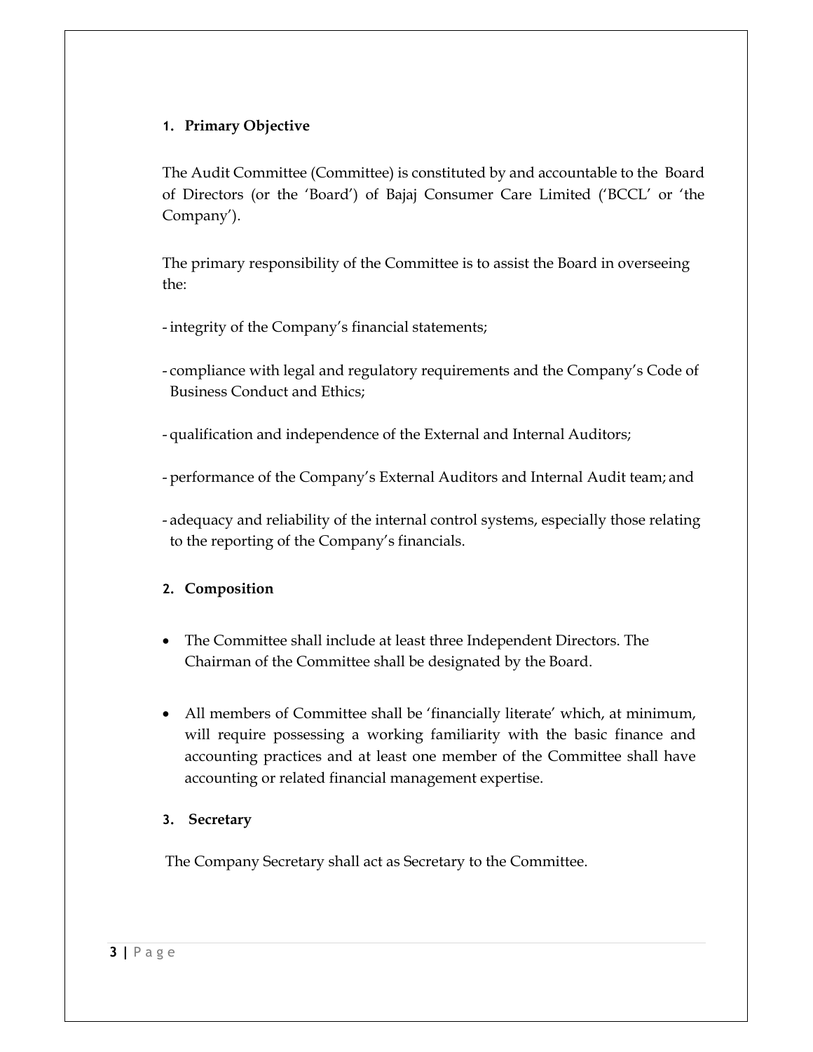## 1. Primary Objective

The Audit Committee (Committee) is constituted by and accountable to the Board of Directors (or the 'Board') of Bajaj Consumer Care Limited ('BCCL' or 'the Company').

The primary responsibility of the Committee is to assist the Board in overseeing the:

- integrity of the Company's financial statements;
- compliance with legal and regulatory requirements and the Company's Code of Business Conduct and Ethics;
- qualification and independence of the External and Internal Auditors;
- performance of the Company's External Auditors and Internal Audit team; and
- adequacy and reliability of the internal control systems, especially those relating to the reporting of the Company's financials.

## 2. Composition

- The Committee shall include at least three Independent Directors. The Chairman of the Committee shall be designated by the Board.
- All members of Committee shall be 'financially literate' which, at minimum, will require possessing a working familiarity with the basic finance and accounting practices and at least one member of the Committee shall have accounting or related financial management expertise.

## 3. Secretary

The Company Secretary shall act as Secretary to the Committee.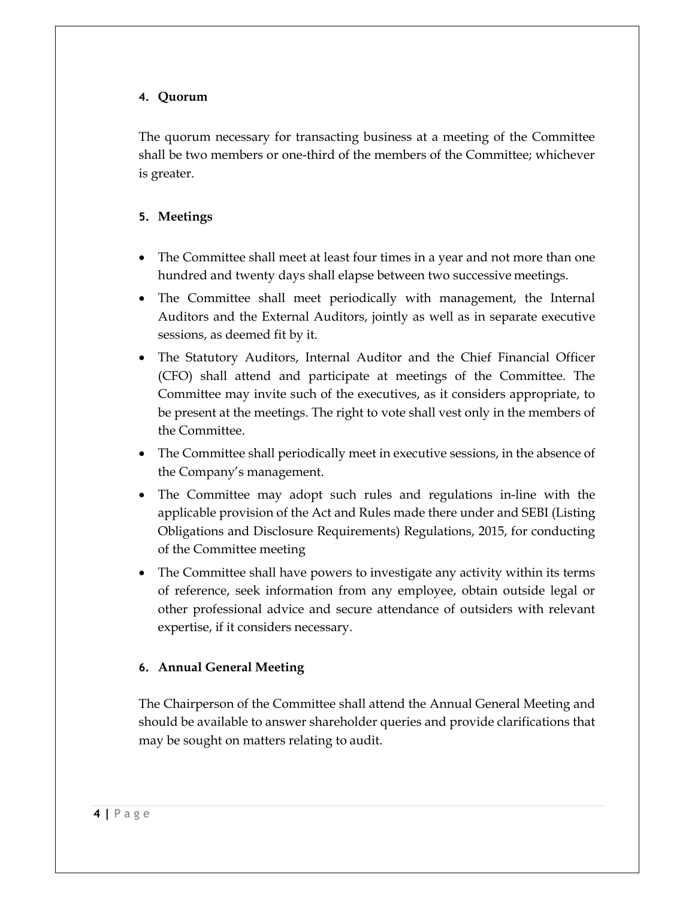## 4. Quorum

The quorum necessary for transacting business at a meeting of the Committee shall be two members or one-third of the members of the Committee; whichever is greater.

## 5. Meetings

- The Committee shall meet at least four times in a year and not more than one hundred and twenty days shall elapse between two successive meetings.
- The Committee shall meet periodically with management, the Internal Auditors and the External Auditors, jointly as well as in separate executive sessions, as deemed fit by it.
- The Statutory Auditors, Internal Auditor and the Chief Financial Officer (CFO) shall attend and participate at meetings of the Committee. The Committee may invite such of the executives, as it considers appropriate, to be present at the meetings. The right to vote shall vest only in the members of the Committee.
- The Committee shall periodically meet in executive sessions, in the absence of the Company's management.
- The Committee may adopt such rules and regulations in-line with the applicable provision of the Act and Rules made there under and SEBI (Listing Obligations and Disclosure Requirements) Regulations, 2015, for conducting of the Committee meeting
- The Committee shall have powers to investigate any activity within its terms of reference, seek information from any employee, obtain outside legal or other professional advice and secure attendance of outsiders with relevant expertise, if it considers necessary.

## 6. Annual General Meeting

The Chairperson of the Committee shall attend the Annual General Meeting and should be available to answer shareholder queries and provide clarifications that may be sought on matters relating to audit.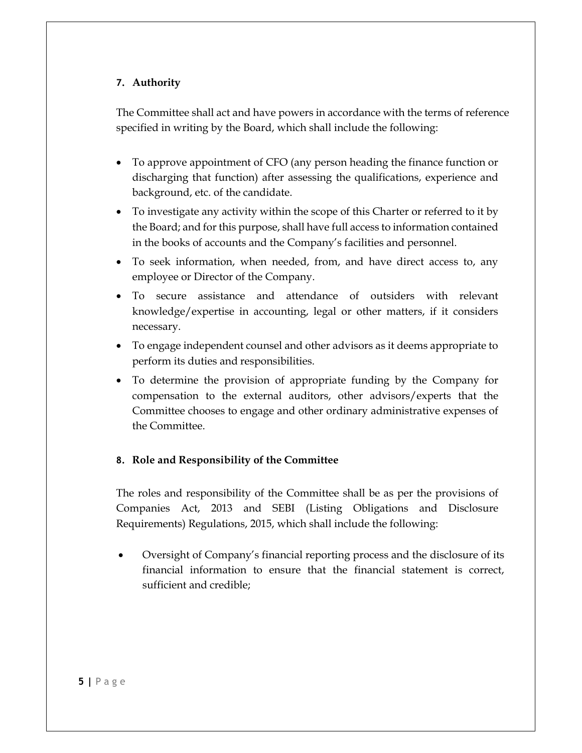## 7. Authority

The Committee shall act and have powers in accordance with the terms of reference specified in writing by the Board, which shall include the following:

- To approve appointment of CFO (any person heading the finance function or discharging that function) after assessing the qualifications, experience and background, etc. of the candidate.
- To investigate any activity within the scope of this Charter or referred to it by the Board; and for this purpose, shall have full access to information contained in the books of accounts and the Company's facilities and personnel.
- To seek information, when needed, from, and have direct access to, any employee or Director of the Company.
- To secure assistance and attendance of outsiders with relevant knowledge/expertise in accounting, legal or other matters, if it considers necessary.
- To engage independent counsel and other advisors as it deems appropriate to perform its duties and responsibilities.
- To determine the provision of appropriate funding by the Company for compensation to the external auditors, other advisors/experts that the Committee chooses to engage and other ordinary administrative expenses of the Committee.

## 8. Role and Responsibility of the Committee

The roles and responsibility of the Committee shall be as per the provisions of Companies Act, 2013 and SEBI (Listing Obligations and Disclosure Requirements) Regulations, 2015, which shall include the following:

- Oversight of Company's financial reporting process and the disclosure of its financial information to ensure that the financial statement is correct, sufficient and credible;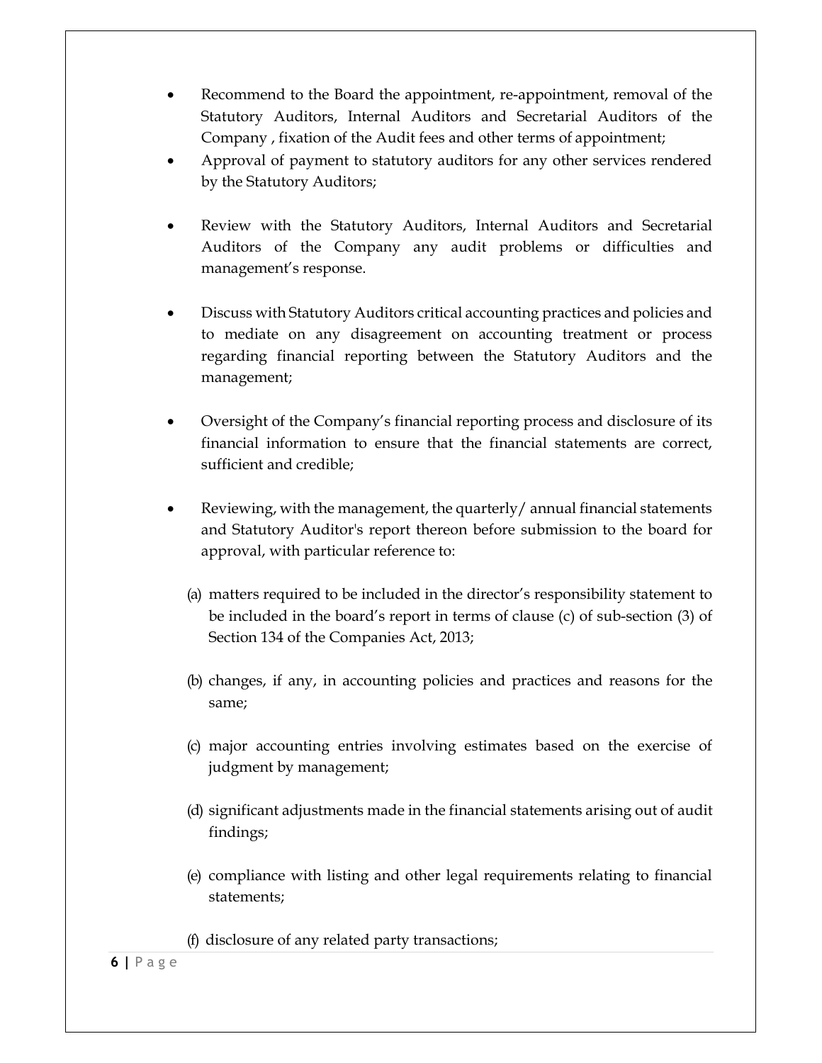- Recommend to the Board the appointment, re-appointment, removal of the Statutory Auditors, Internal Auditors and Secretarial Auditors of the Company , fixation of the Audit fees and other terms of appointment;
- Approval of payment to statutory auditors for any other services rendered by the Statutory Auditors;
- Review with the Statutory Auditors, Internal Auditors and Secretarial Auditors of the Company any audit problems or difficulties and management's response.
- Discuss with Statutory Auditors critical accounting practices and policies and to mediate on any disagreement on accounting treatment or process regarding financial reporting between the Statutory Auditors and the management;
- Oversight of the Company's financial reporting process and disclosure of its financial information to ensure that the financial statements are correct, sufficient and credible;
- Reviewing, with the management, the quarterly/ annual financial statements and Statutory Auditor's report thereon before submission to the board for approval, with particular reference to:

  (a) matters required to be included in the director's responsibility statement to be included in the board's report in terms of clause (c) of sub-section (3) of Section 134 of the Companies Act, 2013;

  (b) changes, if any, in accounting policies and practices and reasons for the same;

  (c) major accounting entries involving estimates based on the exercise of judgment by management;

  (d) significant adjustments made in the financial statements arising out of audit findings;

  (e) compliance with listing and other legal requirements relating to financial statements;

  (f) disclosure of any related party transactions;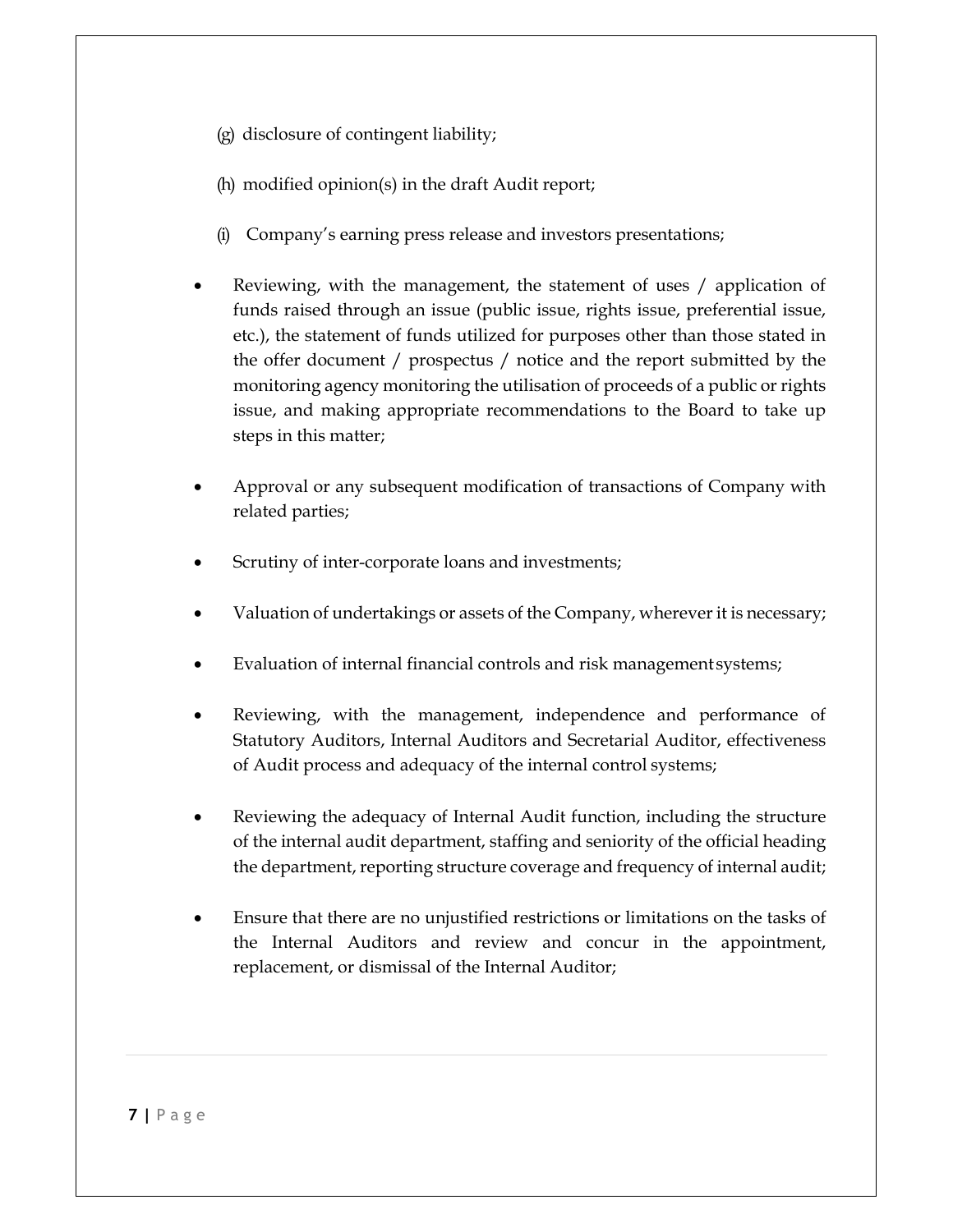(g) disclosure of contingent liability;

(h) modified opinion(s) in the draft Audit report;

(i) Company's earning press release and investors presentations;

- Reviewing, with the management, the statement of uses / application of funds raised through an issue (public issue, rights issue, preferential issue, etc.), the statement of funds utilized for purposes other than those stated in the offer document / prospectus / notice and the report submitted by the monitoring agency monitoring the utilisation of proceeds of a public or rights issue, and making appropriate recommendations to the Board to take up steps in this matter;

- Approval or any subsequent modification of transactions of Company with related parties;

- Scrutiny of inter-corporate loans and investments;

- Valuation of undertakings or assets of the Company, wherever it is necessary;

- Evaluation of internal financial controls and risk management systems;

- Reviewing, with the management, independence and performance of Statutory Auditors, Internal Auditors and Secretarial Auditor, effectiveness of Audit process and adequacy of the internal control systems;

- Reviewing the adequacy of Internal Audit function, including the structure of the internal audit department, staffing and seniority of the official heading the department, reporting structure coverage and frequency of internal audit;

- Ensure that there are no unjustified restrictions or limitations on the tasks of the Internal Auditors and review and concur in the appointment, replacement, or dismissal of the Internal Auditor;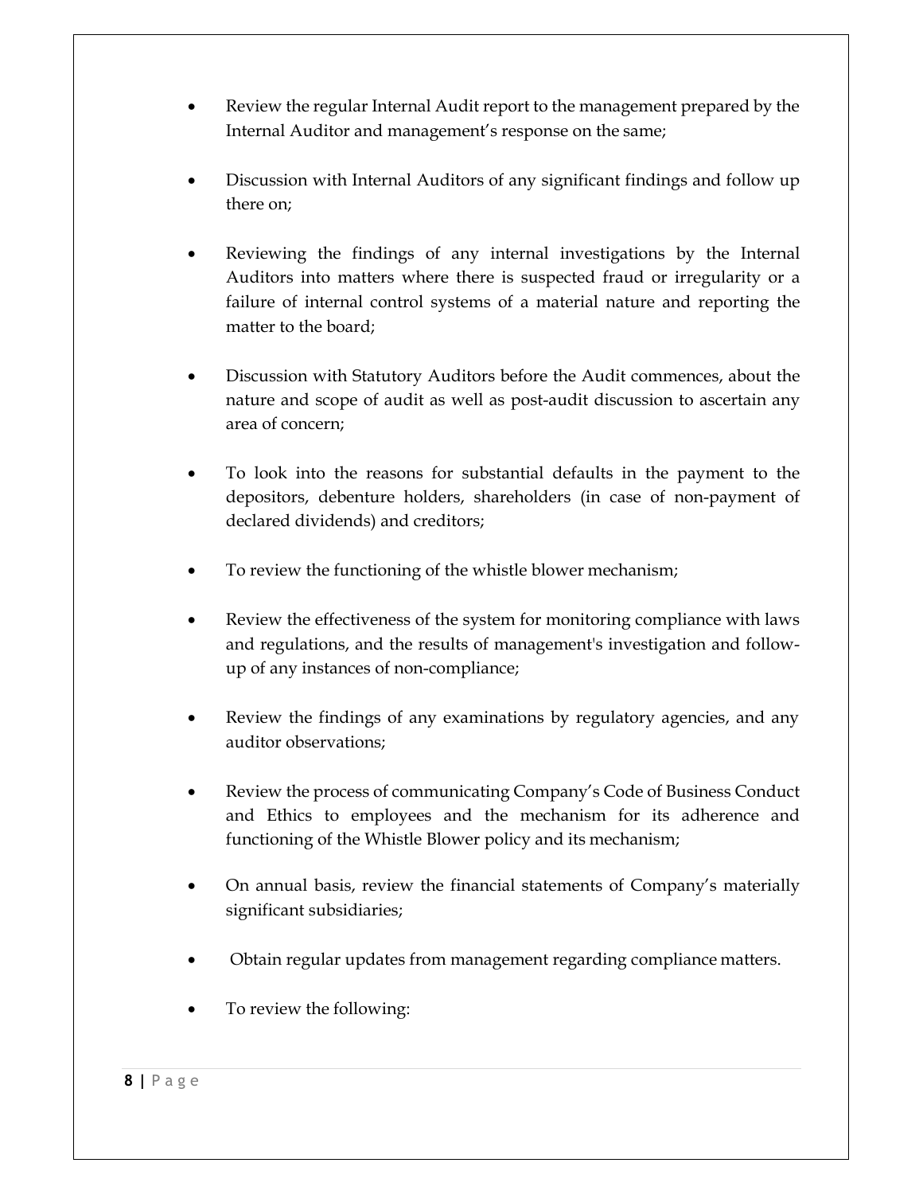- Review the regular Internal Audit report to the management prepared by the Internal Auditor and management's response on the same;
- Discussion with Internal Auditors of any significant findings and follow up there on;
- Reviewing the findings of any internal investigations by the Internal Auditors into matters where there is suspected fraud or irregularity or a failure of internal control systems of a material nature and reporting the matter to the board;
- Discussion with Statutory Auditors before the Audit commences, about the nature and scope of audit as well as post-audit discussion to ascertain any area of concern;
- To look into the reasons for substantial defaults in the payment to the depositors, debenture holders, shareholders (in case of non-payment of declared dividends) and creditors;
- To review the functioning of the whistle blower mechanism;
- Review the effectiveness of the system for monitoring compliance with laws and regulations, and the results of management's investigation and follow-up of any instances of non-compliance;
- Review the findings of any examinations by regulatory agencies, and any auditor observations;
- Review the process of communicating Company's Code of Business Conduct and Ethics to employees and the mechanism for its adherence and functioning of the Whistle Blower policy and its mechanism;
- On annual basis, review the financial statements of Company's materially significant subsidiaries;
- Obtain regular updates from management regarding compliance matters.
- To review the following: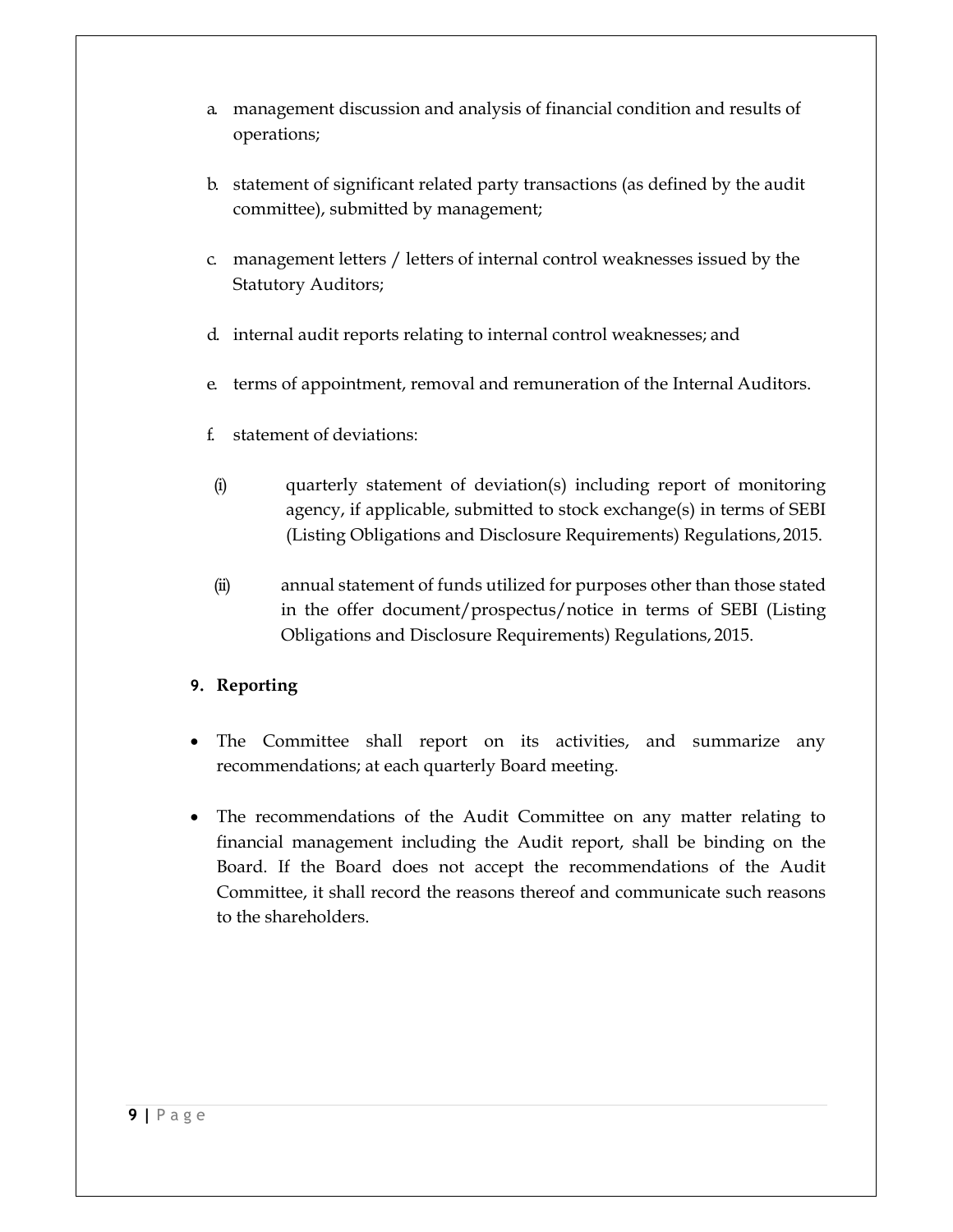a. management discussion and analysis of financial condition and results of operations;

b. statement of significant related party transactions (as defined by the audit committee), submitted by management;

c. management letters / letters of internal control weaknesses issued by the Statutory Auditors;

d. internal audit reports relating to internal control weaknesses; and

e. terms of appointment, removal and remuneration of the Internal Auditors.

f. statement of deviations:

(i) quarterly statement of deviation(s) including report of monitoring agency, if applicable, submitted to stock exchange(s) in terms of SEBI (Listing Obligations and Disclosure Requirements) Regulations, 2015.

(ii) annual statement of funds utilized for purposes other than those stated in the offer document/prospectus/notice in terms of SEBI (Listing Obligations and Disclosure Requirements) Regulations, 2015.

## 9. Reporting

- The Committee shall report on its activities, and summarize any recommendations; at each quarterly Board meeting.

- The recommendations of the Audit Committee on any matter relating to financial management including the Audit report, shall be binding on the Board. If the Board does not accept the recommendations of the Audit Committee, it shall record the reasons thereof and communicate such reasons to the shareholders.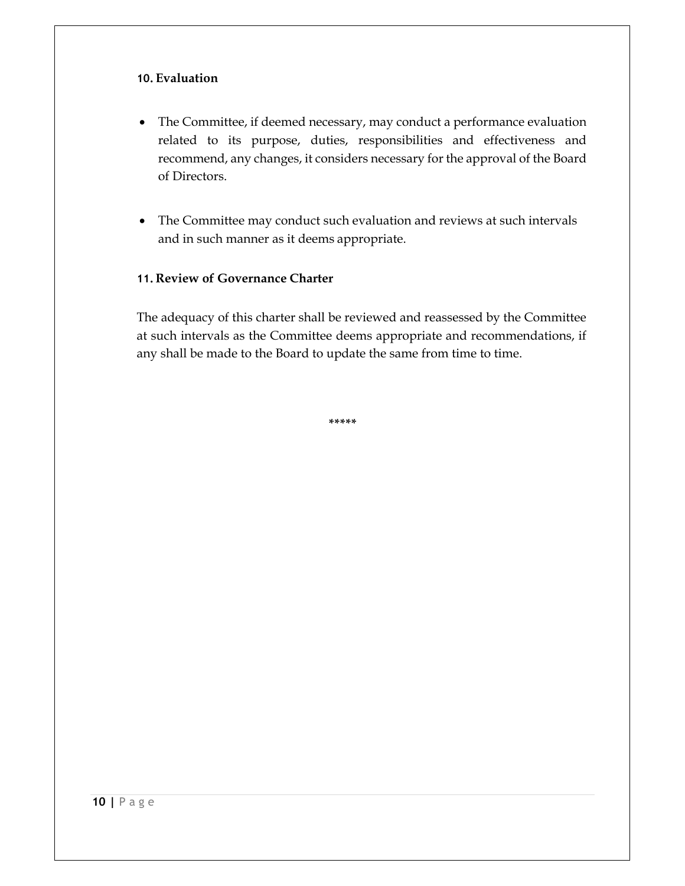**10. Evaluation**

- The Committee, if deemed necessary, may conduct a performance evaluation related to its purpose, duties, responsibilities and effectiveness and recommend, any changes, it considers necessary for the approval of the Board of Directors.

- The Committee may conduct such evaluation and reviews at such intervals and in such manner as it deems appropriate.

**11. Review of Governance Charter**

The adequacy of this charter shall be reviewed and reassessed by the Committee at such intervals as the Committee deems appropriate and recommendations, if any shall be made to the Board to update the same from time to time.

*****